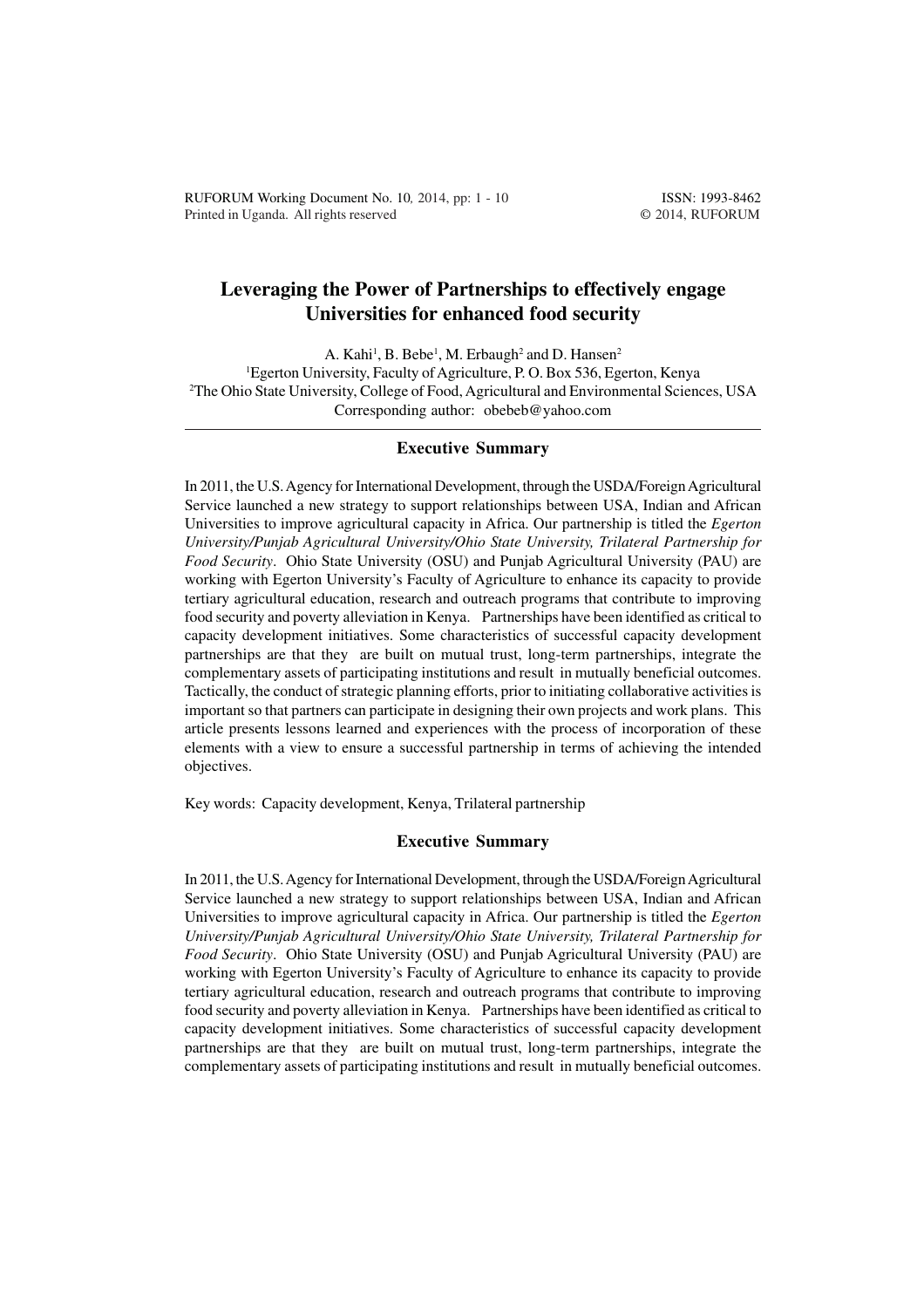RUFORUM Working Document No. 10, 2014, pp: 1 - 10
Printed in Uganda. All rights reserved

ISSN: 1993-8462
© 2014, RUFORUM

# Leveraging the Power of Partnerships to effectively engage Universities for enhanced food security

A. Kahi[1], B. Bebe[1], M. Erbaugh[2] and D. Hansen[2]

[1]Egerton University, Faculty of Agriculture, P. O. Box 536, Egerton, Kenya
[2]The Ohio State University, College of Food, Agricultural and Environmental Sciences, USA
Corresponding author: obebeb@yahoo.com

## Executive Summary

In 2011, the U.S. Agency for International Development, through the USDA/Foreign Agricultural Service launched a new strategy to support relationships between USA, Indian and African Universities to improve agricultural capacity in Africa. Our partnership is titled the *Egerton University/Punjab Agricultural University/Ohio State University, Trilateral Partnership for Food Security*. Ohio State University (OSU) and Punjab Agricultural University (PAU) are working with Egerton University's Faculty of Agriculture to enhance its capacity to provide tertiary agricultural education, research and outreach programs that contribute to improving food security and poverty alleviation in Kenya. Partnerships have been identified as critical to capacity development initiatives. Some characteristics of successful capacity development partnerships are that they are built on mutual trust, long-term partnerships, integrate the complementary assets of participating institutions and result in mutually beneficial outcomes. Tactically, the conduct of strategic planning efforts, prior to initiating collaborative activities is important so that partners can participate in designing their own projects and work plans. This article presents lessons learned and experiences with the process of incorporation of these elements with a view to ensure a successful partnership in terms of achieving the intended objectives.

Key words: Capacity development, Kenya, Trilateral partnership

## Executive Summary

In 2011, the U.S. Agency for International Development, through the USDA/Foreign Agricultural Service launched a new strategy to support relationships between USA, Indian and African Universities to improve agricultural capacity in Africa. Our partnership is titled the *Egerton University/Punjab Agricultural University/Ohio State University, Trilateral Partnership for Food Security*. Ohio State University (OSU) and Punjab Agricultural University (PAU) are working with Egerton University's Faculty of Agriculture to enhance its capacity to provide tertiary agricultural education, research and outreach programs that contribute to improving food security and poverty alleviation in Kenya. Partnerships have been identified as critical to capacity development initiatives. Some characteristics of successful capacity development partnerships are that they are built on mutual trust, long-term partnerships, integrate the complementary assets of participating institutions and result in mutually beneficial outcomes.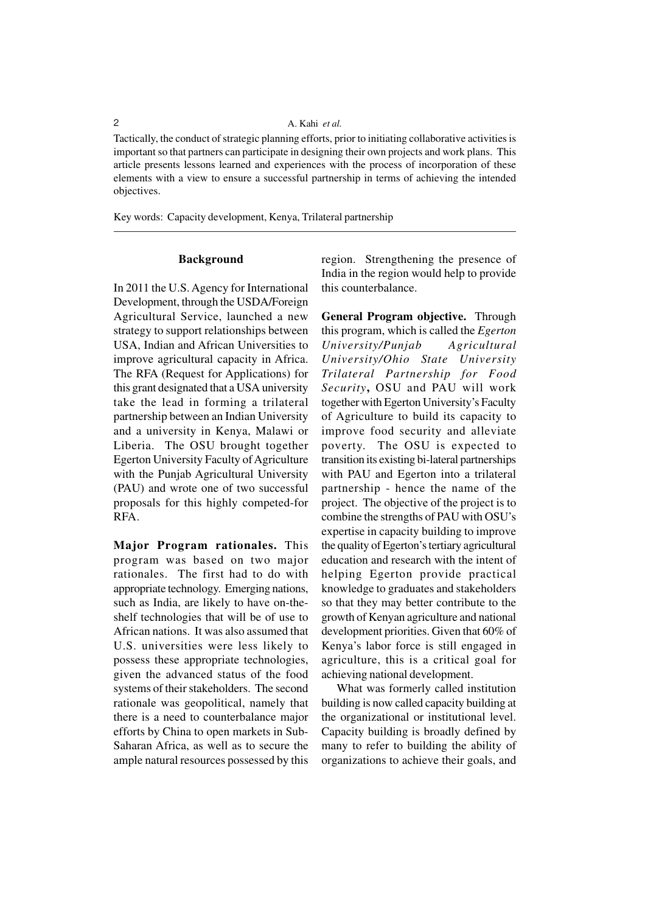Tactically, the conduct of strategic planning efforts, prior to initiating collaborative activities is important so that partners can participate in designing their own projects and work plans. This article presents lessons learned and experiences with the process of incorporation of these elements with a view to ensure a successful partnership in terms of achieving the intended objectives.

Key words: Capacity development, Kenya, Trilateral partnership

## Background

In 2011 the U.S. Agency for International Development, through the USDA/Foreign Agricultural Service, launched a new strategy to support relationships between USA, Indian and African Universities to improve agricultural capacity in Africa. The RFA (Request for Applications) for this grant designated that a USA university take the lead in forming a trilateral partnership between an Indian University and a university in Kenya, Malawi or Liberia. The OSU brought together Egerton University Faculty of Agriculture with the Punjab Agricultural University (PAU) and wrote one of two successful proposals for this highly competed-for RFA.

**Major Program rationales.** This program was based on two major rationales. The first had to do with appropriate technology. Emerging nations, such as India, are likely to have on-the-shelf technologies that will be of use to African nations. It was also assumed that U.S. universities were less likely to possess these appropriate technologies, given the advanced status of the food systems of their stakeholders. The second rationale was geopolitical, namely that there is a need to counterbalance major efforts by China to open markets in Sub-Saharan Africa, as well as to secure the ample natural resources possessed by this region. Strengthening the presence of India in the region would help to provide this counterbalance.

**General Program objective.** Through this program, which is called the *Egerton University/Punjab Agricultural University/Ohio State University Trilateral Partnership for Food Security***,** OSU and PAU will work together with Egerton University's Faculty of Agriculture to build its capacity to improve food security and alleviate poverty. The OSU is expected to transition its existing bi-lateral partnerships with PAU and Egerton into a trilateral partnership - hence the name of the project. The objective of the project is to combine the strengths of PAU with OSU's expertise in capacity building to improve the quality of Egerton's tertiary agricultural education and research with the intent of helping Egerton provide practical knowledge to graduates and stakeholders so that they may better contribute to the growth of Kenyan agriculture and national development priorities. Given that 60% of Kenya's labor force is still engaged in agriculture, this is a critical goal for achieving national development.

What was formerly called institution building is now called capacity building at the organizational or institutional level. Capacity building is broadly defined by many to refer to building the ability of organizations to achieve their goals, and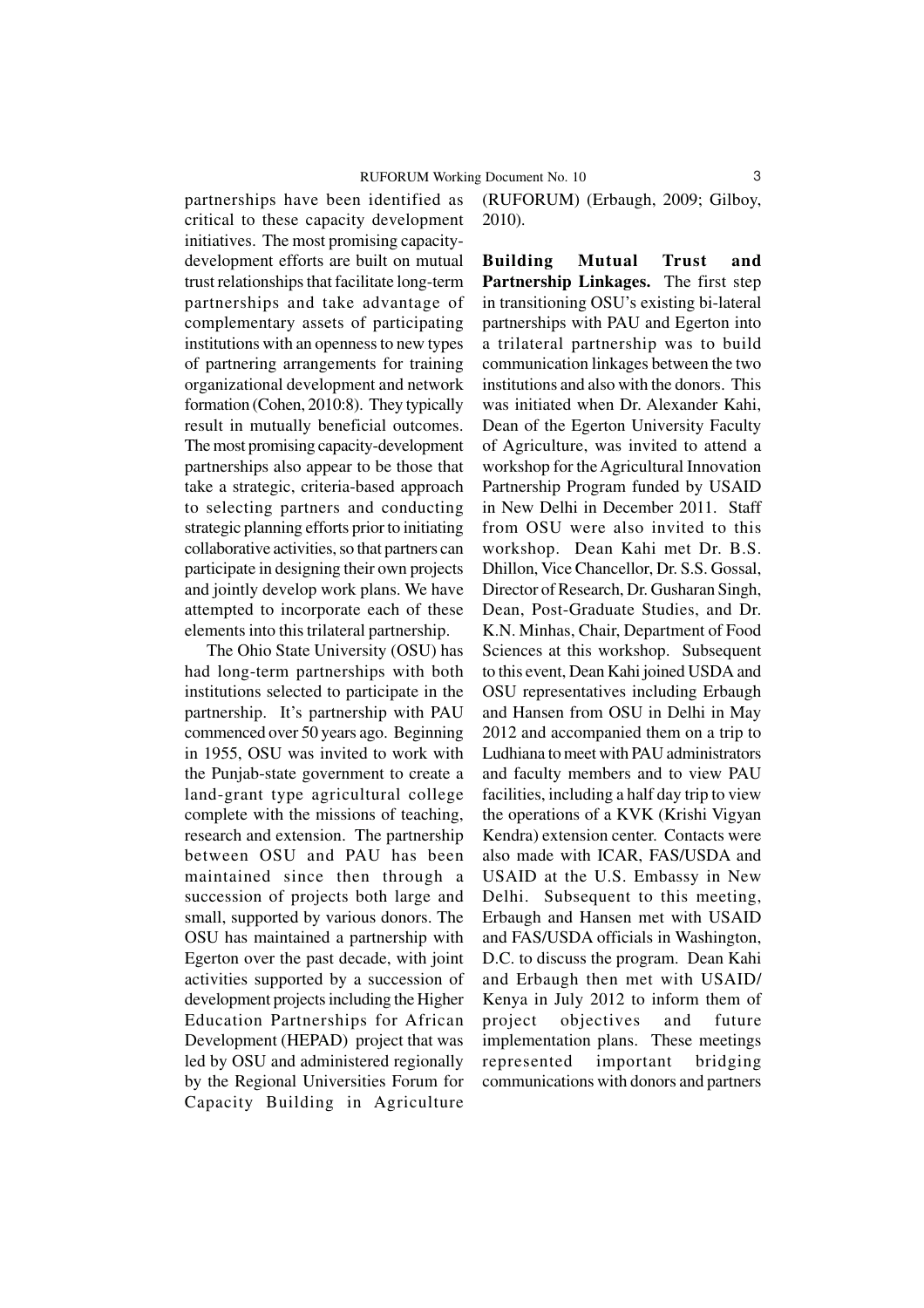partnerships have been identified as critical to these capacity development initiatives. The most promising capacity-development efforts are built on mutual trust relationships that facilitate long-term partnerships and take advantage of complementary assets of participating institutions with an openness to new types of partnering arrangements for training organizational development and network formation (Cohen, 2010:8). They typically result in mutually beneficial outcomes. The most promising capacity-development partnerships also appear to be those that take a strategic, criteria-based approach to selecting partners and conducting strategic planning efforts prior to initiating collaborative activities, so that partners can participate in designing their own projects and jointly develop work plans. We have attempted to incorporate each of these elements into this trilateral partnership.

The Ohio State University (OSU) has had long-term partnerships with both institutions selected to participate in the partnership. It's partnership with PAU commenced over 50 years ago. Beginning in 1955, OSU was invited to work with the Punjab-state government to create a land-grant type agricultural college complete with the missions of teaching, research and extension. The partnership between OSU and PAU has been maintained since then through a succession of projects both large and small, supported by various donors. The OSU has maintained a partnership with Egerton over the past decade, with joint activities supported by a succession of development projects including the Higher Education Partnerships for African Development (HEPAD) project that was led by OSU and administered regionally by the Regional Universities Forum for Capacity Building in Agriculture (RUFORUM) (Erbaugh, 2009; Gilboy, 2010).

**Building Mutual Trust and Partnership Linkages.** The first step in transitioning OSU's existing bi-lateral partnerships with PAU and Egerton into a trilateral partnership was to build communication linkages between the two institutions and also with the donors. This was initiated when Dr. Alexander Kahi, Dean of the Egerton University Faculty of Agriculture, was invited to attend a workshop for the Agricultural Innovation Partnership Program funded by USAID in New Delhi in December 2011. Staff from OSU were also invited to this workshop. Dean Kahi met Dr. B.S. Dhillon, Vice Chancellor, Dr. S.S. Gossal, Director of Research, Dr. Gusharan Singh, Dean, Post-Graduate Studies, and Dr. K.N. Minhas, Chair, Department of Food Sciences at this workshop. Subsequent to this event, Dean Kahi joined USDA and OSU representatives including Erbaugh and Hansen from OSU in Delhi in May 2012 and accompanied them on a trip to Ludhiana to meet with PAU administrators and faculty members and to view PAU facilities, including a half day trip to view the operations of a KVK (Krishi Vigyan Kendra) extension center. Contacts were also made with ICAR, FAS/USDA and USAID at the U.S. Embassy in New Delhi. Subsequent to this meeting, Erbaugh and Hansen met with USAID and FAS/USDA officials in Washington, D.C. to discuss the program. Dean Kahi and Erbaugh then met with USAID/Kenya in July 2012 to inform them of project objectives and future implementation plans. These meetings represented important bridging communications with donors and partners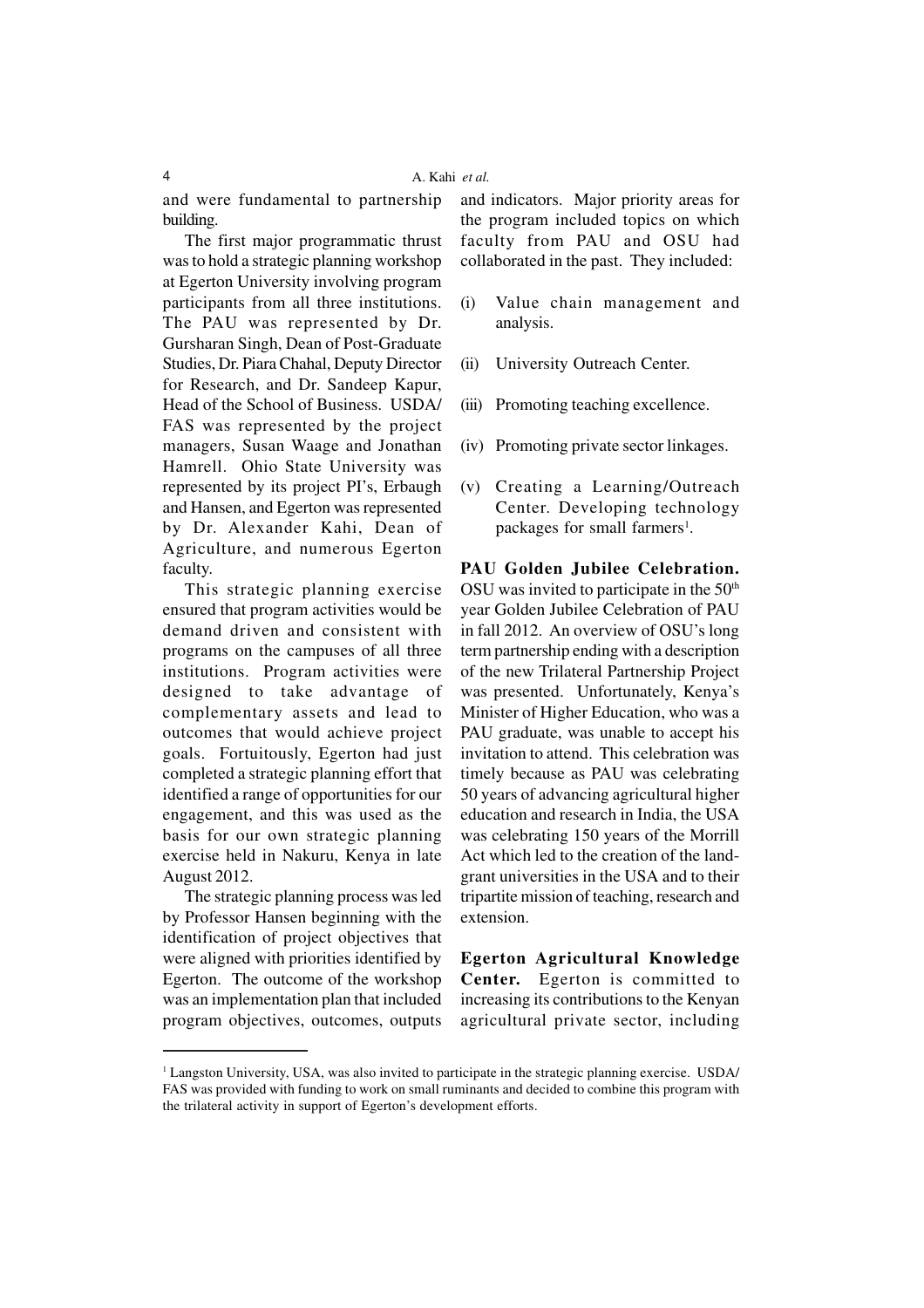and were fundamental to partnership building.

The first major programmatic thrust was to hold a strategic planning workshop at Egerton University involving program participants from all three institutions. The PAU was represented by Dr. Gursharan Singh, Dean of Post-Graduate Studies, Dr. Piara Chahal, Deputy Director for Research, and Dr. Sandeep Kapur, Head of the School of Business. USDA/FAS was represented by the project managers, Susan Waage and Jonathan Hamrell. Ohio State University was represented by its project PI's, Erbaugh and Hansen, and Egerton was represented by Dr. Alexander Kahi, Dean of Agriculture, and numerous Egerton faculty.

This strategic planning exercise ensured that program activities would be demand driven and consistent with programs on the campuses of all three institutions. Program activities were designed to take advantage of complementary assets and lead to outcomes that would achieve project goals. Fortuitously, Egerton had just completed a strategic planning effort that identified a range of opportunities for our engagement, and this was used as the basis for our own strategic planning exercise held in Nakuru, Kenya in late August 2012.

The strategic planning process was led by Professor Hansen beginning with the identification of project objectives that were aligned with priorities identified by Egerton. The outcome of the workshop was an implementation plan that included program objectives, outcomes, outputs and indicators. Major priority areas for the program included topics on which faculty from PAU and OSU had collaborated in the past. They included:

(i) Value chain management and analysis.

(ii) University Outreach Center.

(iii) Promoting teaching excellence.

(iv) Promoting private sector linkages.

(v) Creating a Learning/Outreach Center. Developing technology packages for small farmers[1].

**PAU Golden Jubilee Celebration.** OSU was invited to participate in the 50$^{th}$ year Golden Jubilee Celebration of PAU in fall 2012. An overview of OSU's long term partnership ending with a description of the new Trilateral Partnership Project was presented. Unfortunately, Kenya's Minister of Higher Education, who was a PAU graduate, was unable to accept his invitation to attend. This celebration was timely because as PAU was celebrating 50 years of advancing agricultural higher education and research in India, the USA was celebrating 150 years of the Morrill Act which led to the creation of the land-grant universities in the USA and to their tripartite mission of teaching, research and extension.

**Egerton Agricultural Knowledge Center.** Egerton is committed to increasing its contributions to the Kenyan agricultural private sector, including

---

[1] Langston University, USA, was also invited to participate in the strategic planning exercise. USDA/FAS was provided with funding to work on small ruminants and decided to combine this program with the trilateral activity in support of Egerton's development efforts.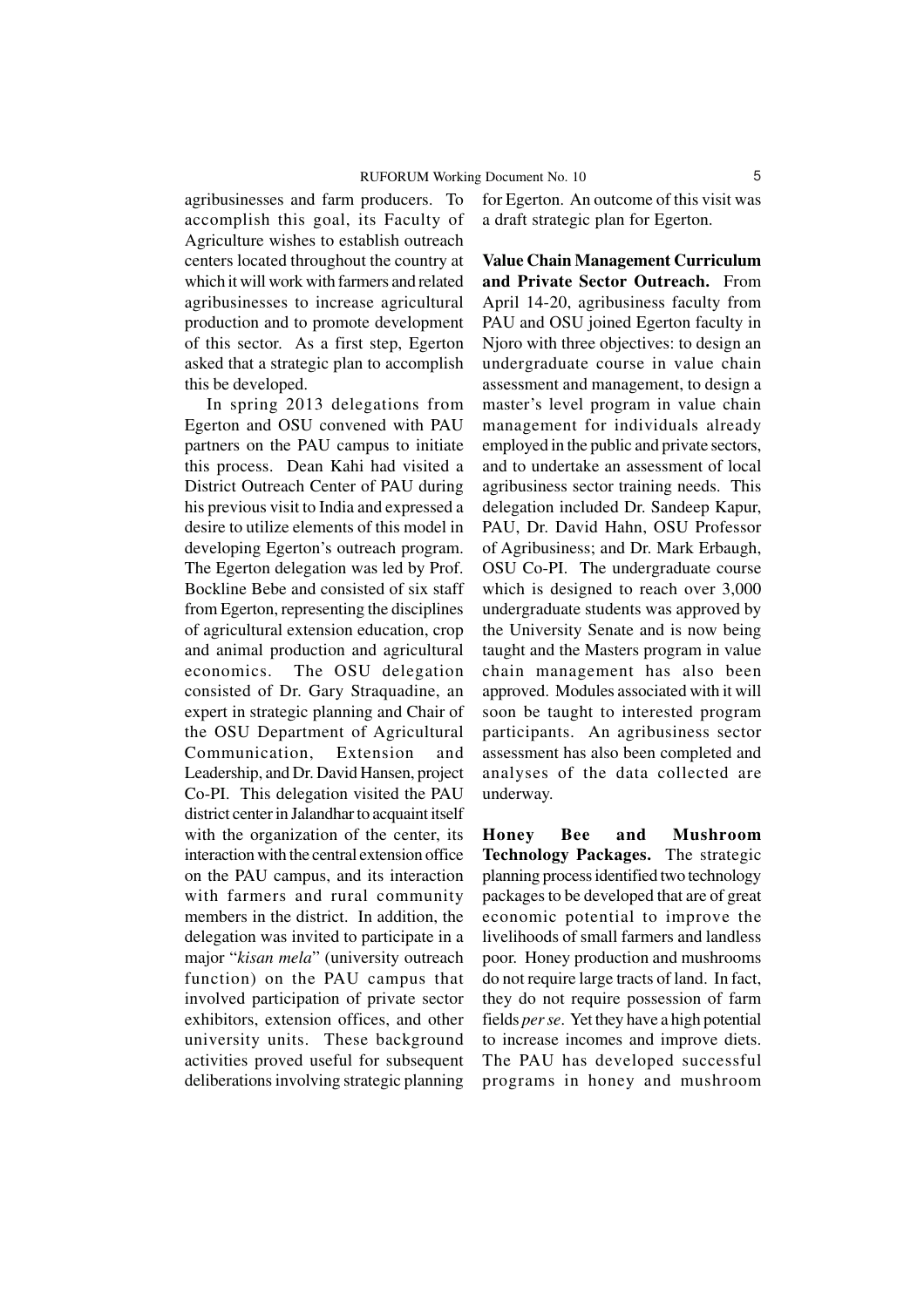agribusinesses and farm producers. To accomplish this goal, its Faculty of Agriculture wishes to establish outreach centers located throughout the country at which it will work with farmers and related agribusinesses to increase agricultural production and to promote development of this sector. As a first step, Egerton asked that a strategic plan to accomplish this be developed.

In spring 2013 delegations from Egerton and OSU convened with PAU partners on the PAU campus to initiate this process. Dean Kahi had visited a District Outreach Center of PAU during his previous visit to India and expressed a desire to utilize elements of this model in developing Egerton's outreach program. The Egerton delegation was led by Prof. Bockline Bebe and consisted of six staff from Egerton, representing the disciplines of agricultural extension education, crop and animal production and agricultural economics. The OSU delegation consisted of Dr. Gary Straquadine, an expert in strategic planning and Chair of the OSU Department of Agricultural Communication, Extension and Leadership, and Dr. David Hansen, project Co-PI. This delegation visited the PAU district center in Jalandhar to acquaint itself with the organization of the center, its interaction with the central extension office on the PAU campus, and its interaction with farmers and rural community members in the district. In addition, the delegation was invited to participate in a major "*kisan mela*" (university outreach function) on the PAU campus that involved participation of private sector exhibitors, extension offices, and other university units. These background activities proved useful for subsequent deliberations involving strategic planning for Egerton. An outcome of this visit was a draft strategic plan for Egerton.

**Value Chain Management Curriculum and Private Sector Outreach.** From April 14-20, agribusiness faculty from PAU and OSU joined Egerton faculty in Njoro with three objectives: to design an undergraduate course in value chain assessment and management, to design a master's level program in value chain management for individuals already employed in the public and private sectors, and to undertake an assessment of local agribusiness sector training needs. This delegation included Dr. Sandeep Kapur, PAU, Dr. David Hahn, OSU Professor of Agribusiness; and Dr. Mark Erbaugh, OSU Co-PI. The undergraduate course which is designed to reach over 3,000 undergraduate students was approved by the University Senate and is now being taught and the Masters program in value chain management has also been approved. Modules associated with it will soon be taught to interested program participants. An agribusiness sector assessment has also been completed and analyses of the data collected are underway.

**Honey Bee and Mushroom Technology Packages.** The strategic planning process identified two technology packages to be developed that are of great economic potential to improve the livelihoods of small farmers and landless poor. Honey production and mushrooms do not require large tracts of land. In fact, they do not require possession of farm fields *per se*. Yet they have a high potential to increase incomes and improve diets. The PAU has developed successful programs in honey and mushroom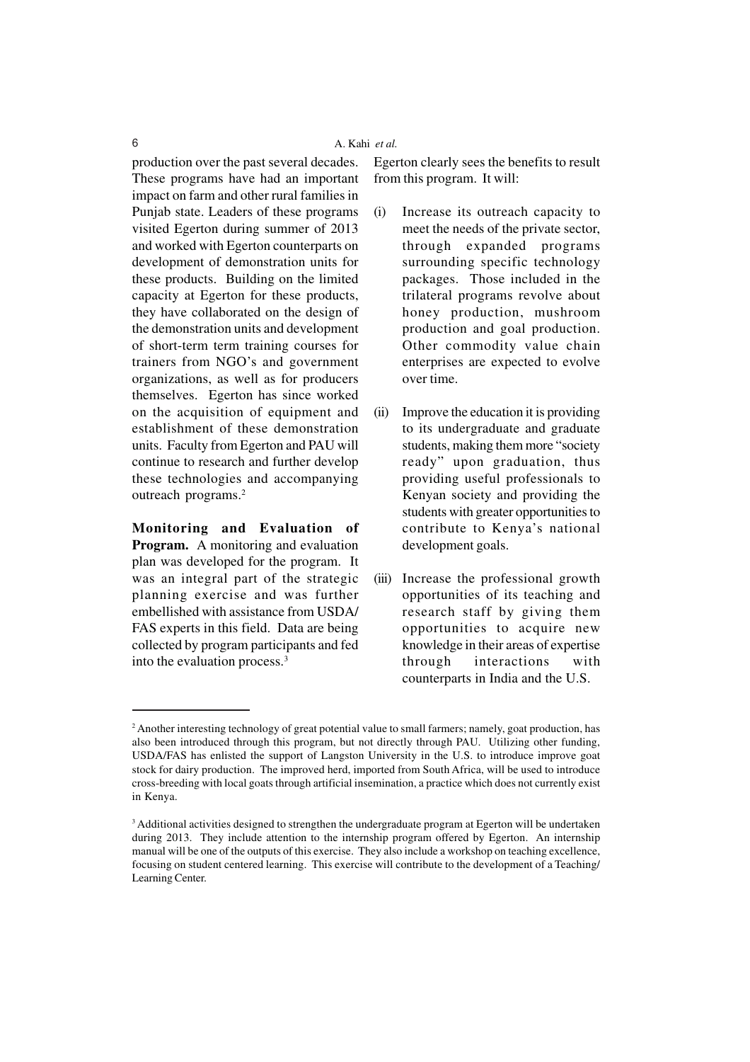production over the past several decades. These programs have had an important impact on farm and other rural families in Punjab state. Leaders of these programs visited Egerton during summer of 2013 and worked with Egerton counterparts on development of demonstration units for these products. Building on the limited capacity at Egerton for these products, they have collaborated on the design of the demonstration units and development of short-term term training courses for trainers from NGO's and government organizations, as well as for producers themselves. Egerton has since worked on the acquisition of equipment and establishment of these demonstration units. Faculty from Egerton and PAU will continue to research and further develop these technologies and accompanying outreach programs.[2]

**Monitoring and Evaluation of Program.** A monitoring and evaluation plan was developed for the program. It was an integral part of the strategic planning exercise and was further embellished with assistance from USDA/FAS experts in this field. Data are being collected by program participants and fed into the evaluation process.[3]

Egerton clearly sees the benefits to result from this program. It will:

(i) Increase its outreach capacity to meet the needs of the private sector, through expanded programs surrounding specific technology packages. Those included in the trilateral programs revolve about honey production, mushroom production and goal production. Other commodity value chain enterprises are expected to evolve over time.

(ii) Improve the education it is providing to its undergraduate and graduate students, making them more "society ready" upon graduation, thus providing useful professionals to Kenyan society and providing the students with greater opportunities to contribute to Kenya's national development goals.

(iii) Increase the professional growth opportunities of its teaching and research staff by giving them opportunities to acquire new knowledge in their areas of expertise through interactions with counterparts in India and the U.S.

---

[2] Another interesting technology of great potential value to small farmers; namely, goat production, has also been introduced through this program, but not directly through PAU. Utilizing other funding, USDA/FAS has enlisted the support of Langston University in the U.S. to introduce improve goat stock for dairy production. The improved herd, imported from South Africa, will be used to introduce cross-breeding with local goats through artificial insemination, a practice which does not currently exist in Kenya.

[3] Additional activities designed to strengthen the undergraduate program at Egerton will be undertaken during 2013. They include attention to the internship program offered by Egerton. An internship manual will be one of the outputs of this exercise. They also include a workshop on teaching excellence, focusing on student centered learning. This exercise will contribute to the development of a Teaching/Learning Center.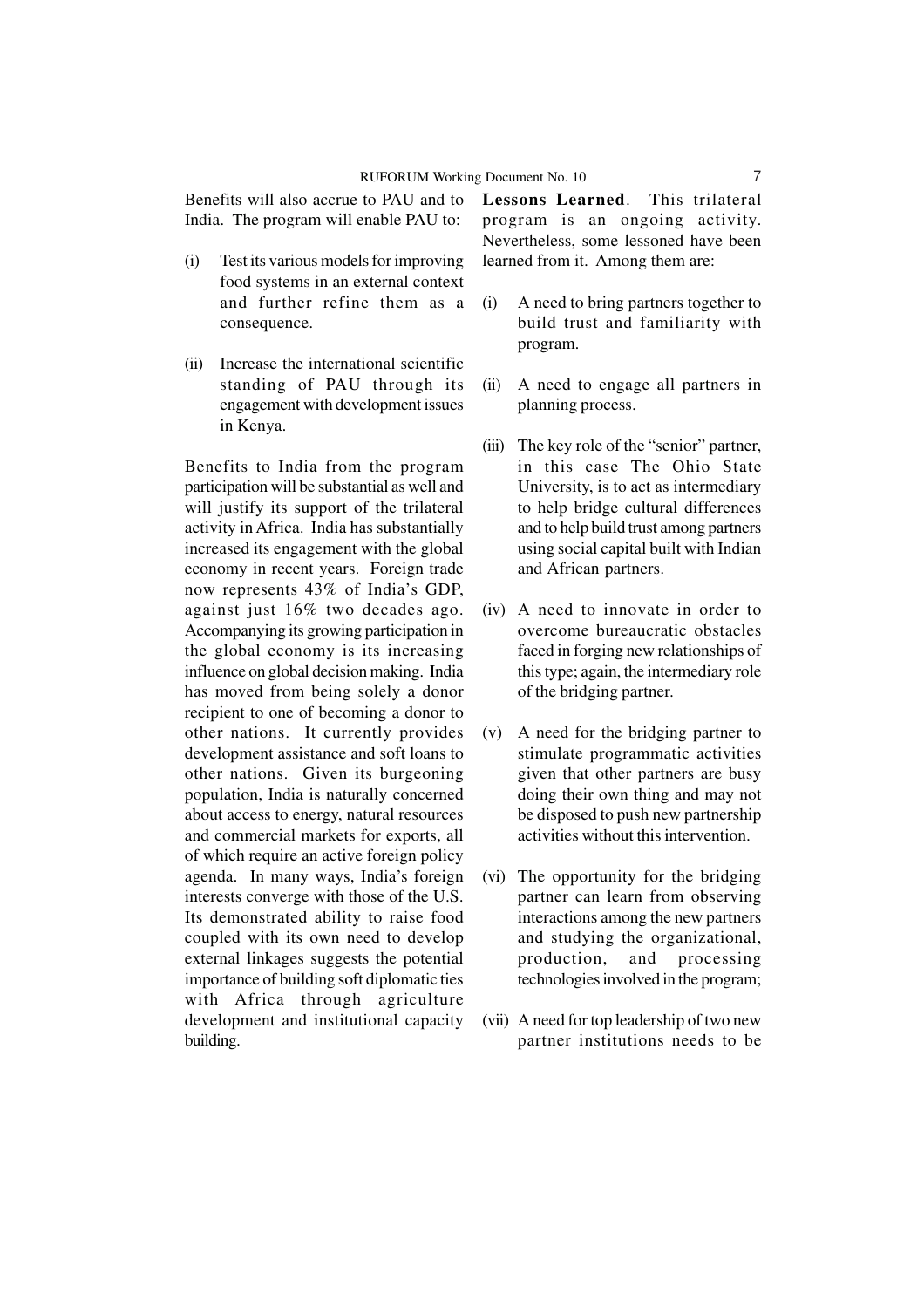Benefits will also accrue to PAU and to India. The program will enable PAU to:

(i) Test its various models for improving food systems in an external context and further refine them as a consequence.

(ii) Increase the international scientific standing of PAU through its engagement with development issues in Kenya.

Benefits to India from the program participation will be substantial as well and will justify its support of the trilateral activity in Africa. India has substantially increased its engagement with the global economy in recent years. Foreign trade now represents 43% of India's GDP, against just 16% two decades ago. Accompanying its growing participation in the global economy is its increasing influence on global decision making. India has moved from being solely a donor recipient to one of becoming a donor to other nations. It currently provides development assistance and soft loans to other nations. Given its burgeoning population, India is naturally concerned about access to energy, natural resources and commercial markets for exports, all of which require an active foreign policy agenda. In many ways, India's foreign interests converge with those of the U.S. Its demonstrated ability to raise food coupled with its own need to develop external linkages suggests the potential importance of building soft diplomatic ties with Africa through agriculture development and institutional capacity building.

**Lessons Learned**. This trilateral program is an ongoing activity. Nevertheless, some lessoned have been learned from it. Among them are:

(i) A need to bring partners together to build trust and familiarity with program.

(ii) A need to engage all partners in planning process.

(iii) The key role of the "senior" partner, in this case The Ohio State University, is to act as intermediary to help bridge cultural differences and to help build trust among partners using social capital built with Indian and African partners.

(iv) A need to innovate in order to overcome bureaucratic obstacles faced in forging new relationships of this type; again, the intermediary role of the bridging partner.

(v) A need for the bridging partner to stimulate programmatic activities given that other partners are busy doing their own thing and may not be disposed to push new partnership activities without this intervention.

(vi) The opportunity for the bridging partner can learn from observing interactions among the new partners and studying the organizational, production, and processing technologies involved in the program;

(vii) A need for top leadership of two new partner institutions needs to be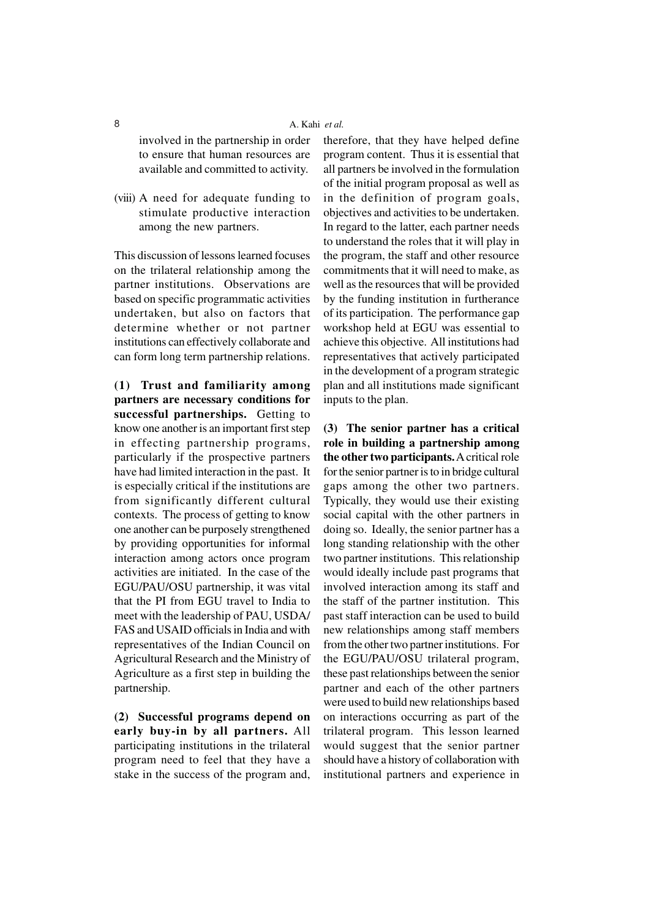involved in the partnership in order to ensure that human resources are available and committed to activity.

(viii) A need for adequate funding to stimulate productive interaction among the new partners.

This discussion of lessons learned focuses on the trilateral relationship among the partner institutions. Observations are based on specific programmatic activities undertaken, but also on factors that determine whether or not partner institutions can effectively collaborate and can form long term partnership relations.

**(1) Trust and familiarity among partners are necessary conditions for successful partnerships.** Getting to know one another is an important first step in effecting partnership programs, particularly if the prospective partners have had limited interaction in the past. It is especially critical if the institutions are from significantly different cultural contexts. The process of getting to know one another can be purposely strengthened by providing opportunities for informal interaction among actors once program activities are initiated. In the case of the EGU/PAU/OSU partnership, it was vital that the PI from EGU travel to India to meet with the leadership of PAU, USDA/FAS and USAID officials in India and with representatives of the Indian Council on Agricultural Research and the Ministry of Agriculture as a first step in building the partnership.

**(2) Successful programs depend on early buy-in by all partners.** All participating institutions in the trilateral program need to feel that they have a stake in the success of the program and, therefore, that they have helped define program content. Thus it is essential that all partners be involved in the formulation of the initial program proposal as well as in the definition of program goals, objectives and activities to be undertaken. In regard to the latter, each partner needs to understand the roles that it will play in the program, the staff and other resource commitments that it will need to make, as well as the resources that will be provided by the funding institution in furtherance of its participation. The performance gap workshop held at EGU was essential to achieve this objective. All institutions had representatives that actively participated in the development of a program strategic plan and all institutions made significant inputs to the plan.

**(3) The senior partner has a critical role in building a partnership among the other two participants.** A critical role for the senior partner is to in bridge cultural gaps among the other two partners. Typically, they would use their existing social capital with the other partners in doing so. Ideally, the senior partner has a long standing relationship with the other two partner institutions. This relationship would ideally include past programs that involved interaction among its staff and the staff of the partner institution. This past staff interaction can be used to build new relationships among staff members from the other two partner institutions. For the EGU/PAU/OSU trilateral program, these past relationships between the senior partner and each of the other partners were used to build new relationships based on interactions occurring as part of the trilateral program. This lesson learned would suggest that the senior partner should have a history of collaboration with institutional partners and experience in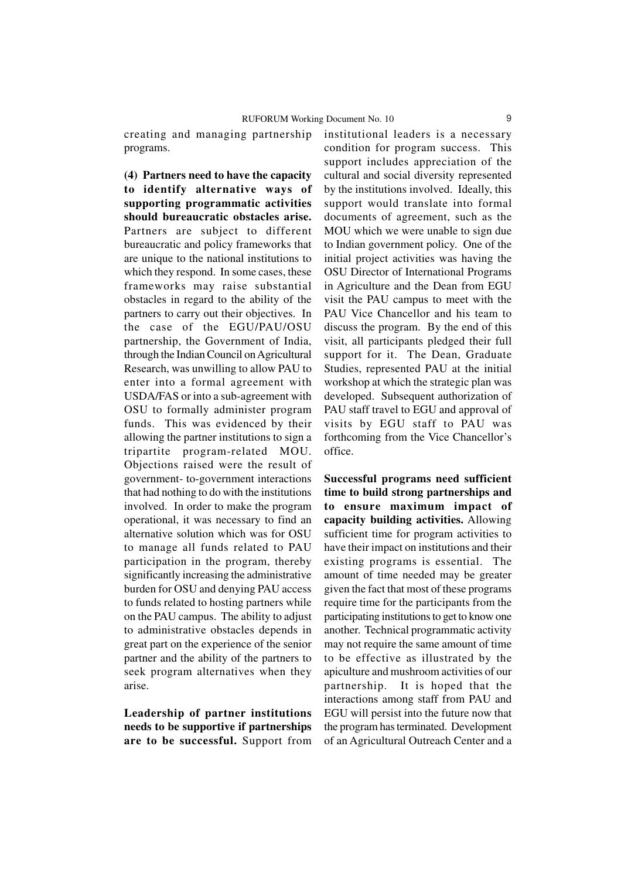creating and managing partnership programs.

**(4) Partners need to have the capacity to identify alternative ways of supporting programmatic activities should bureaucratic obstacles arise.** Partners are subject to different bureaucratic and policy frameworks that are unique to the national institutions to which they respond. In some cases, these frameworks may raise substantial obstacles in regard to the ability of the partners to carry out their objectives. In the case of the EGU/PAU/OSU partnership, the Government of India, through the Indian Council on Agricultural Research, was unwilling to allow PAU to enter into a formal agreement with USDA/FAS or into a sub-agreement with OSU to formally administer program funds. This was evidenced by their allowing the partner institutions to sign a tripartite program-related MOU. Objections raised were the result of government- to-government interactions that had nothing to do with the institutions involved. In order to make the program operational, it was necessary to find an alternative solution which was for OSU to manage all funds related to PAU participation in the program, thereby significantly increasing the administrative burden for OSU and denying PAU access to funds related to hosting partners while on the PAU campus. The ability to adjust to administrative obstacles depends in great part on the experience of the senior partner and the ability of the partners to seek program alternatives when they arise.

**Leadership of partner institutions needs to be supportive if partnerships are to be successful.** Support from institutional leaders is a necessary condition for program success. This support includes appreciation of the cultural and social diversity represented by the institutions involved. Ideally, this support would translate into formal documents of agreement, such as the MOU which we were unable to sign due to Indian government policy. One of the initial project activities was having the OSU Director of International Programs in Agriculture and the Dean from EGU visit the PAU campus to meet with the PAU Vice Chancellor and his team to discuss the program. By the end of this visit, all participants pledged their full support for it. The Dean, Graduate Studies, represented PAU at the initial workshop at which the strategic plan was developed. Subsequent authorization of PAU staff travel to EGU and approval of visits by EGU staff to PAU was forthcoming from the Vice Chancellor's office.

**Successful programs need sufficient time to build strong partnerships and to ensure maximum impact of capacity building activities.** Allowing sufficient time for program activities to have their impact on institutions and their existing programs is essential. The amount of time needed may be greater given the fact that most of these programs require time for the participants from the participating institutions to get to know one another. Technical programmatic activity may not require the same amount of time to be effective as illustrated by the apiculture and mushroom activities of our partnership. It is hoped that the interactions among staff from PAU and EGU will persist into the future now that the program has terminated. Development of an Agricultural Outreach Center and a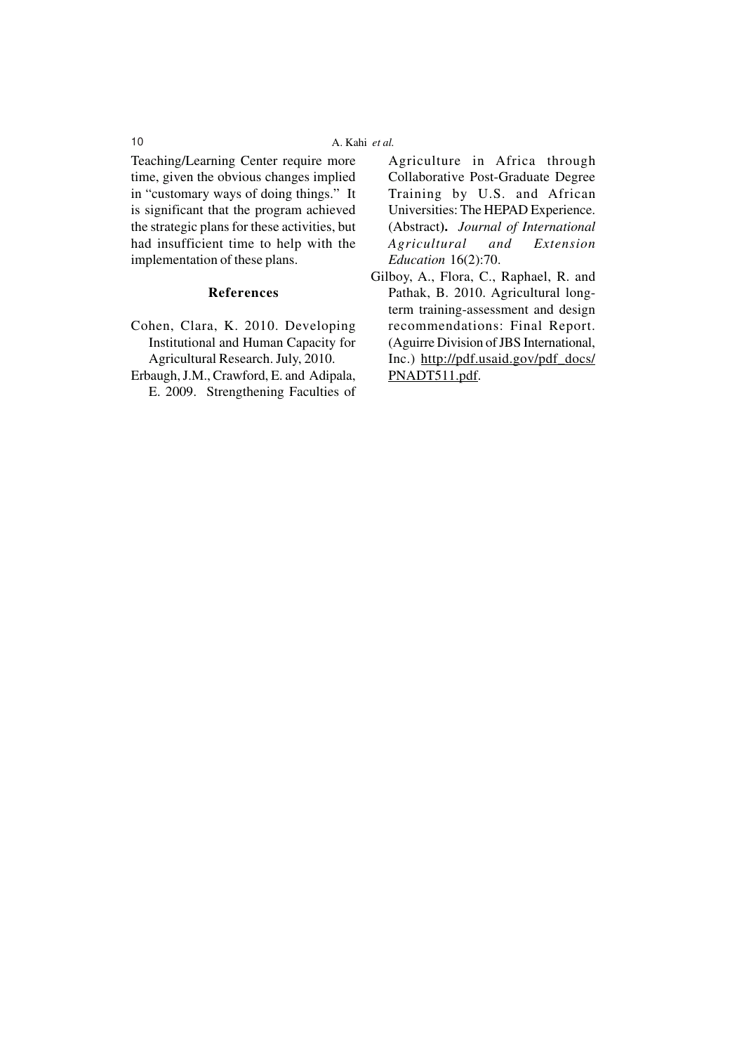Teaching/Learning Center require more time, given the obvious changes implied in "customary ways of doing things." It is significant that the program achieved the strategic plans for these activities, but had insufficient time to help with the implementation of these plans.

## References

Cohen, Clara, K. 2010. Developing Institutional and Human Capacity for Agricultural Research. July, 2010.

Erbaugh, J.M., Crawford, E. and Adipala, E. 2009. Strengthening Faculties of Agriculture in Africa through Collaborative Post-Graduate Degree Training by U.S. and African Universities: The HEPAD Experience. (Abstract**).** *Journal of International Agricultural and Extension Education* 16(2):70.

Gilboy, A., Flora, C., Raphael, R. and Pathak, B. 2010. Agricultural long-term training-assessment and design recommendations: Final Report. (Aguirre Division of JBS International, Inc.) http://pdf.usaid.gov/pdf_docs/PNADT511.pdf.